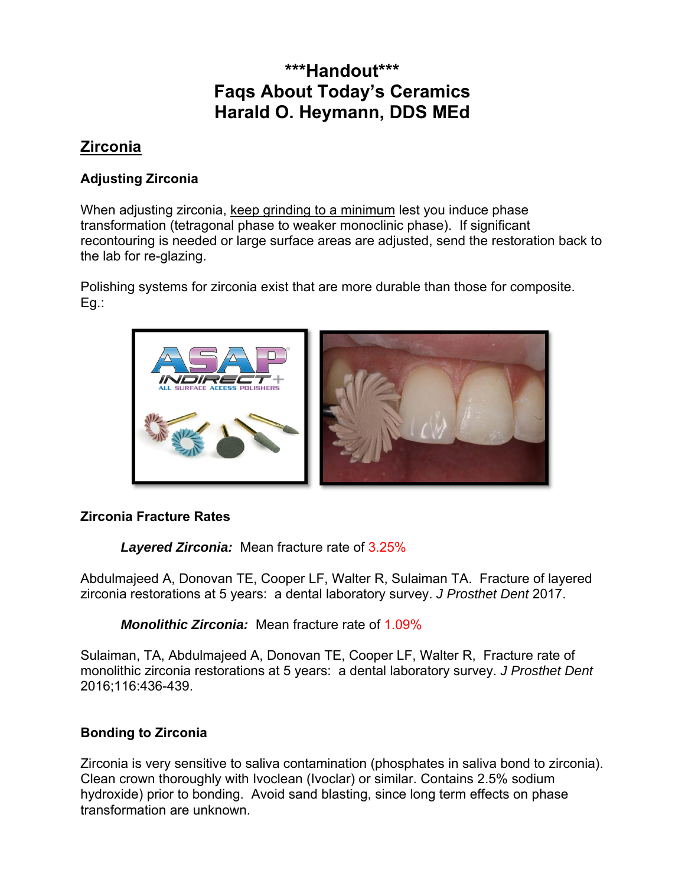# ***Handout***
# Faqs About Today's Ceramics
# Harald O. Heymann, DDS MEd

## Zirconia

### Adjusting Zirconia

When adjusting zirconia, keep grinding to a minimum lest you induce phase transformation (tetragonal phase to weaker monoclinic phase). If significant recontouring is needed or large surface areas are adjusted, send the restoration back to the lab for re-glazing.

Polishing systems for zirconia exist that are more durable than those for composite. Eg.:

### Zirconia Fracture Rates

***Layered Zirconia:*** Mean fracture rate of 3.25%

Abdulmajeed A, Donovan TE, Cooper LF, Walter R, Sulaiman TA. Fracture of layered zirconia restorations at 5 years: a dental laboratory survey. *J Prosthet Dent* 2017.

***Monolithic Zirconia:*** Mean fracture rate of 1.09%

Sulaiman, TA, Abdulmajeed A, Donovan TE, Cooper LF, Walter R, Fracture rate of monolithic zirconia restorations at 5 years: a dental laboratory survey. *J Prosthet Dent* 2016;116:436-439.

### Bonding to Zirconia

Zirconia is very sensitive to saliva contamination (phosphates in saliva bond to zirconia). Clean crown thoroughly with Ivoclean (Ivoclar) or similar. Contains 2.5% sodium hydroxide) prior to bonding. Avoid sand blasting, since long term effects on phase transformation are unknown.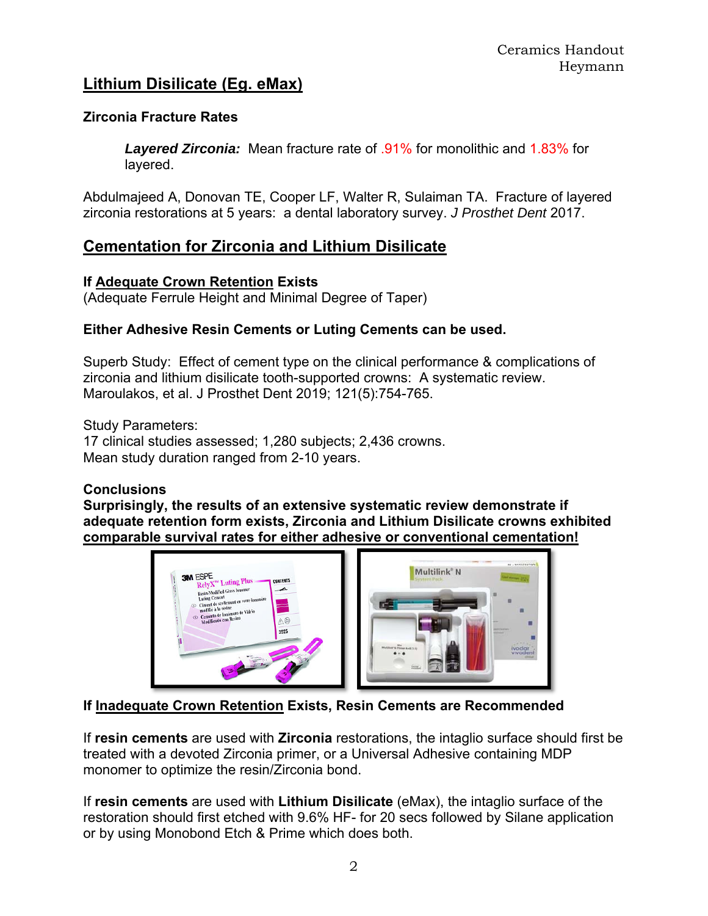## Lithium Disilicate (Eg. eMax)

### Zirconia Fracture Rates

***Layered Zirconia:*** Mean fracture rate of .91% for monolithic and 1.83% for layered.

Abdulmajeed A, Donovan TE, Cooper LF, Walter R, Sulaiman TA. Fracture of layered zirconia restorations at 5 years: a dental laboratory survey. *J Prosthet Dent* 2017.

## Cementation for Zirconia and Lithium Disilicate

**If Adequate Crown Retention Exists**
(Adequate Ferrule Height and Minimal Degree of Taper)

**Either Adhesive Resin Cements or Luting Cements can be used.**

Superb Study: Effect of cement type on the clinical performance & complications of zirconia and lithium disilicate tooth-supported crowns: A systematic review. Maroulakos, et al. J Prosthet Dent 2019; 121(5):754-765.

Study Parameters:
17 clinical studies assessed; 1,280 subjects; 2,436 crowns.
Mean study duration ranged from 2-10 years.

**Conclusions**
**Surprisingly, the results of an extensive systematic review demonstrate if adequate retention form exists, Zirconia and Lithium Disilicate crowns exhibited comparable survival rates for either adhesive or conventional cementation!**

**If Inadequate Crown Retention Exists, Resin Cements are Recommended**

If **resin cements** are used with **Zirconia** restorations, the intaglio surface should first be treated with a devoted Zirconia primer, or a Universal Adhesive containing MDP monomer to optimize the resin/Zirconia bond.

If **resin cements** are used with **Lithium Disilicate** (eMax), the intaglio surface of the restoration should first etched with 9.6% HF- for 20 secs followed by Silane application or by using Monobond Etch & Prime which does both.